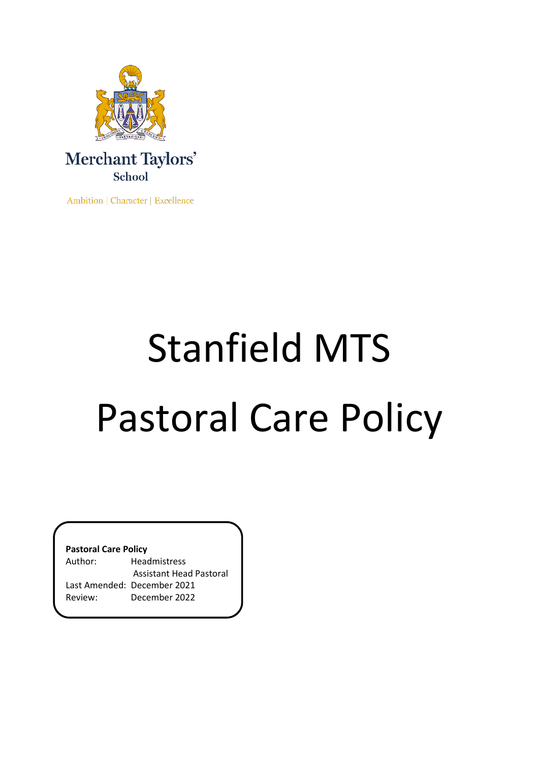Merchant Taylors'
School

Ambition | Character | Excellence

# Stanfield MTS

# Pastoral Care Policy

**Pastoral Care Policy**

| | |
|---|---|
| Author: | Headmistress<br>Assistant Head Pastoral |
| Last Amended: | December 2021 |
| Review: | December 2022 |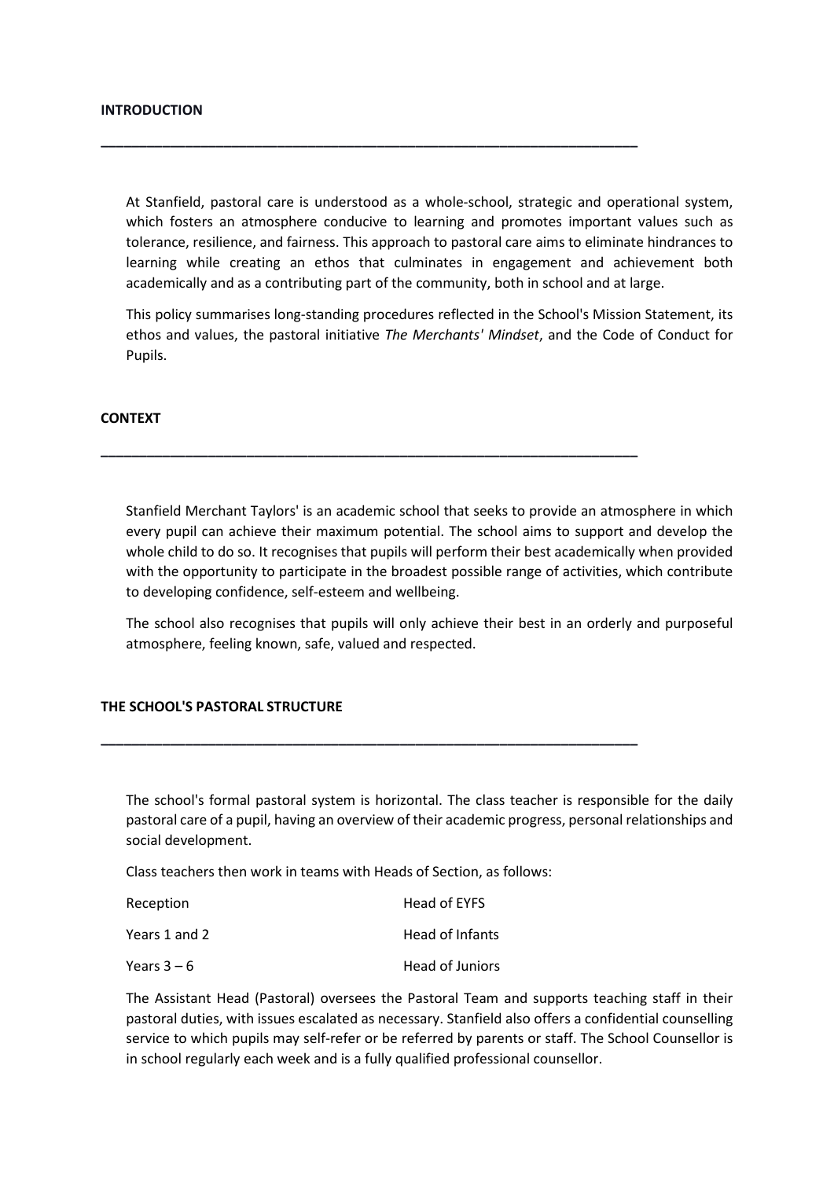## INTRODUCTION

At Stanfield, pastoral care is understood as a whole-school, strategic and operational system, which fosters an atmosphere conducive to learning and promotes important values such as tolerance, resilience, and fairness. This approach to pastoral care aims to eliminate hindrances to learning while creating an ethos that culminates in engagement and achievement both academically and as a contributing part of the community, both in school and at large.

This policy summarises long-standing procedures reflected in the School's Mission Statement, its ethos and values, the pastoral initiative *The Merchants' Mindset*, and the Code of Conduct for Pupils.

## CONTEXT

Stanfield Merchant Taylors' is an academic school that seeks to provide an atmosphere in which every pupil can achieve their maximum potential. The school aims to support and develop the whole child to do so. It recognises that pupils will perform their best academically when provided with the opportunity to participate in the broadest possible range of activities, which contribute to developing confidence, self-esteem and wellbeing.

The school also recognises that pupils will only achieve their best in an orderly and purposeful atmosphere, feeling known, safe, valued and respected.

## THE SCHOOL'S PASTORAL STRUCTURE

The school's formal pastoral system is horizontal. The class teacher is responsible for the daily pastoral care of a pupil, having an overview of their academic progress, personal relationships and social development.

Class teachers then work in teams with Heads of Section, as follows:

| | |
|---|---|
| Reception | Head of EYFS |
| Years 1 and 2 | Head of Infants |
| Years 3 – 6 | Head of Juniors |

The Assistant Head (Pastoral) oversees the Pastoral Team and supports teaching staff in their pastoral duties, with issues escalated as necessary. Stanfield also offers a confidential counselling service to which pupils may self-refer or be referred by parents or staff. The School Counsellor is in school regularly each week and is a fully qualified professional counsellor.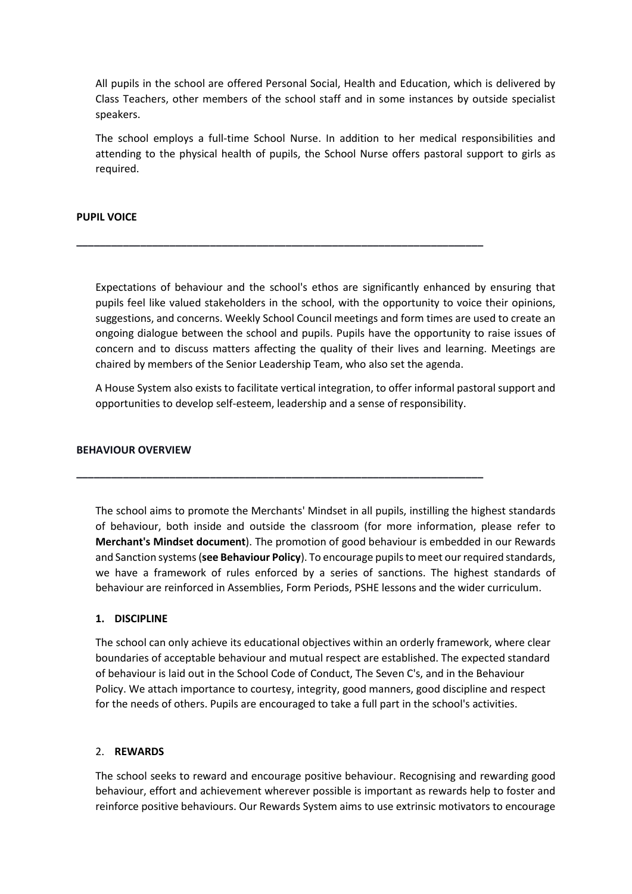All pupils in the school are offered Personal Social, Health and Education, which is delivered by Class Teachers, other members of the school staff and in some instances by outside specialist speakers.

The school employs a full-time School Nurse. In addition to her medical responsibilities and attending to the physical health of pupils, the School Nurse offers pastoral support to girls as required.

## PUPIL VOICE

---

Expectations of behaviour and the school's ethos are significantly enhanced by ensuring that pupils feel like valued stakeholders in the school, with the opportunity to voice their opinions, suggestions, and concerns. Weekly School Council meetings and form times are used to create an ongoing dialogue between the school and pupils. Pupils have the opportunity to raise issues of concern and to discuss matters affecting the quality of their lives and learning. Meetings are chaired by members of the Senior Leadership Team, who also set the agenda.

A House System also exists to facilitate vertical integration, to offer informal pastoral support and opportunities to develop self-esteem, leadership and a sense of responsibility.

## BEHAVIOUR OVERVIEW

---

The school aims to promote the Merchants' Mindset in all pupils, instilling the highest standards of behaviour, both inside and outside the classroom (for more information, please refer to **Merchant's Mindset document**). The promotion of good behaviour is embedded in our Rewards and Sanction systems (**see Behaviour Policy**). To encourage pupils to meet our required standards, we have a framework of rules enforced by a series of sanctions. The highest standards of behaviour are reinforced in Assemblies, Form Periods, PSHE lessons and the wider curriculum.

### 1. DISCIPLINE

The school can only achieve its educational objectives within an orderly framework, where clear boundaries of acceptable behaviour and mutual respect are established. The expected standard of behaviour is laid out in the School Code of Conduct, The Seven C's, and in the Behaviour Policy. We attach importance to courtesy, integrity, good manners, good discipline and respect for the needs of others. Pupils are encouraged to take a full part in the school's activities.

### 2. REWARDS

The school seeks to reward and encourage positive behaviour. Recognising and rewarding good behaviour, effort and achievement wherever possible is important as rewards help to foster and reinforce positive behaviours. Our Rewards System aims to use extrinsic motivators to encourage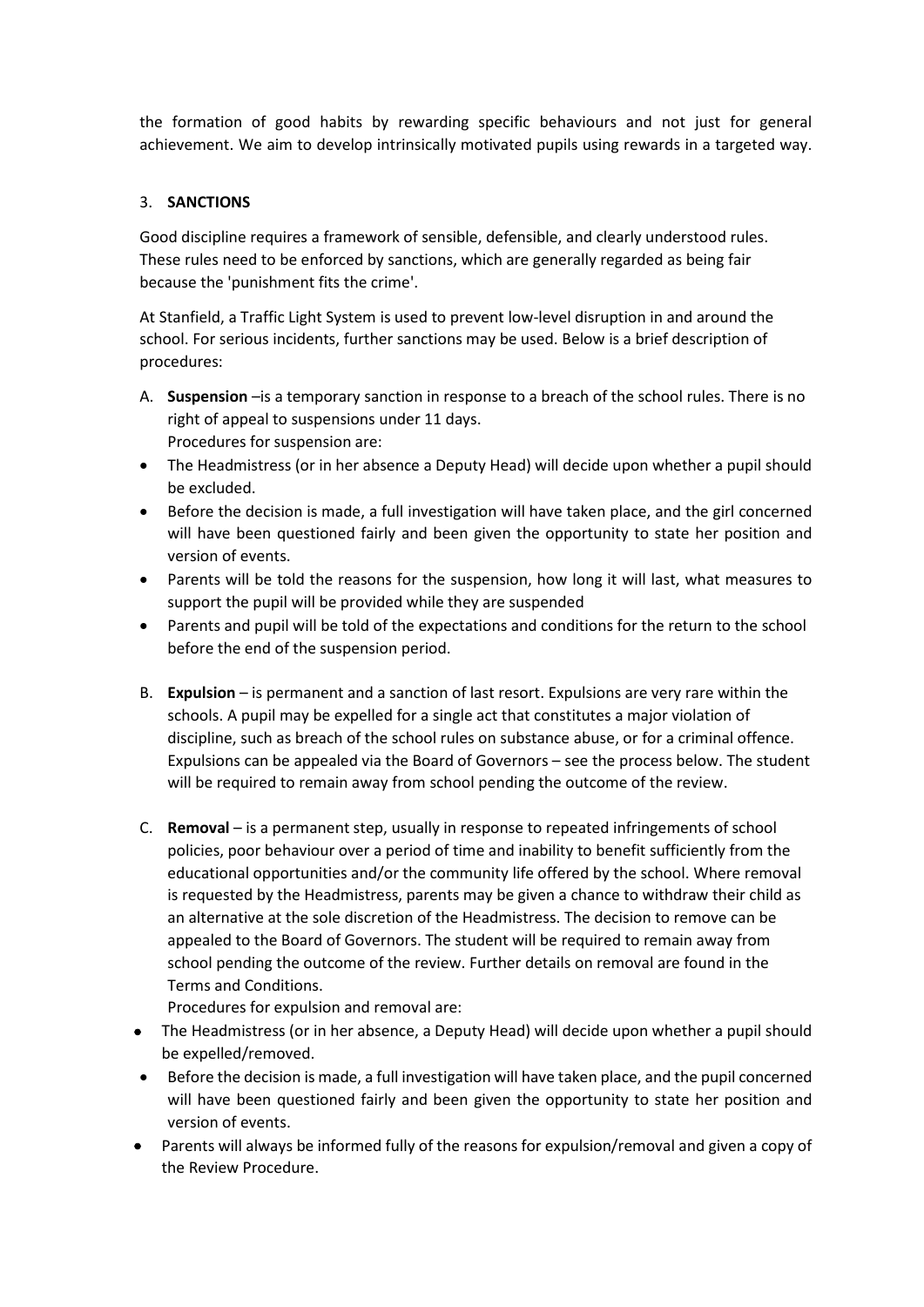the formation of good habits by rewarding specific behaviours and not just for general achievement. We aim to develop intrinsically motivated pupils using rewards in a targeted way.

3. **SANCTIONS**

Good discipline requires a framework of sensible, defensible, and clearly understood rules. These rules need to be enforced by sanctions, which are generally regarded as being fair because the 'punishment fits the crime'.

At Stanfield, a Traffic Light System is used to prevent low-level disruption in and around the school. For serious incidents, further sanctions may be used. Below is a brief description of procedures:

A. **Suspension** –is a temporary sanction in response to a breach of the school rules. There is no right of appeal to suspensions under 11 days.
   Procedures for suspension are:

- The Headmistress (or in her absence a Deputy Head) will decide upon whether a pupil should be excluded.
- Before the decision is made, a full investigation will have taken place, and the girl concerned will have been questioned fairly and been given the opportunity to state her position and version of events.
- Parents will be told the reasons for the suspension, how long it will last, what measures to support the pupil will be provided while they are suspended
- Parents and pupil will be told of the expectations and conditions for the return to the school before the end of the suspension period.

B. **Expulsion** – is permanent and a sanction of last resort. Expulsions are very rare within the schools. A pupil may be expelled for a single act that constitutes a major violation of discipline, such as breach of the school rules on substance abuse, or for a criminal offence. Expulsions can be appealed via the Board of Governors – see the process below. The student will be required to remain away from school pending the outcome of the review.

C. **Removal** – is a permanent step, usually in response to repeated infringements of school policies, poor behaviour over a period of time and inability to benefit sufficiently from the educational opportunities and/or the community life offered by the school. Where removal is requested by the Headmistress, parents may be given a chance to withdraw their child as an alternative at the sole discretion of the Headmistress. The decision to remove can be appealed to the Board of Governors. The student will be required to remain away from school pending the outcome of the review. Further details on removal are found in the Terms and Conditions.
   Procedures for expulsion and removal are:

- The Headmistress (or in her absence, a Deputy Head) will decide upon whether a pupil should be expelled/removed.
- Before the decision is made, a full investigation will have taken place, and the pupil concerned will have been questioned fairly and been given the opportunity to state her position and version of events.
- Parents will always be informed fully of the reasons for expulsion/removal and given a copy of the Review Procedure.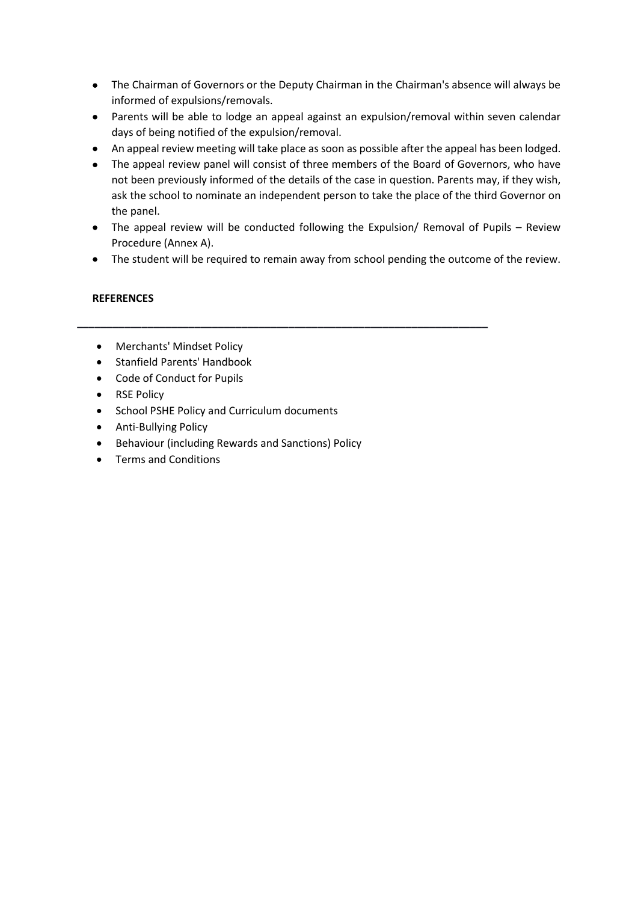- The Chairman of Governors or the Deputy Chairman in the Chairman's absence will always be informed of expulsions/removals.
- Parents will be able to lodge an appeal against an expulsion/removal within seven calendar days of being notified of the expulsion/removal.
- An appeal review meeting will take place as soon as possible after the appeal has been lodged.
- The appeal review panel will consist of three members of the Board of Governors, who have not been previously informed of the details of the case in question. Parents may, if they wish, ask the school to nominate an independent person to take the place of the third Governor on the panel.
- The appeal review will be conducted following the Expulsion/ Removal of Pupils – Review Procedure (Annex A).
- The student will be required to remain away from school pending the outcome of the review.

**REFERENCES**

---

- Merchants' Mindset Policy
- Stanfield Parents' Handbook
- Code of Conduct for Pupils
- RSE Policy
- School PSHE Policy and Curriculum documents
- Anti-Bullying Policy
- Behaviour (including Rewards and Sanctions) Policy
- Terms and Conditions